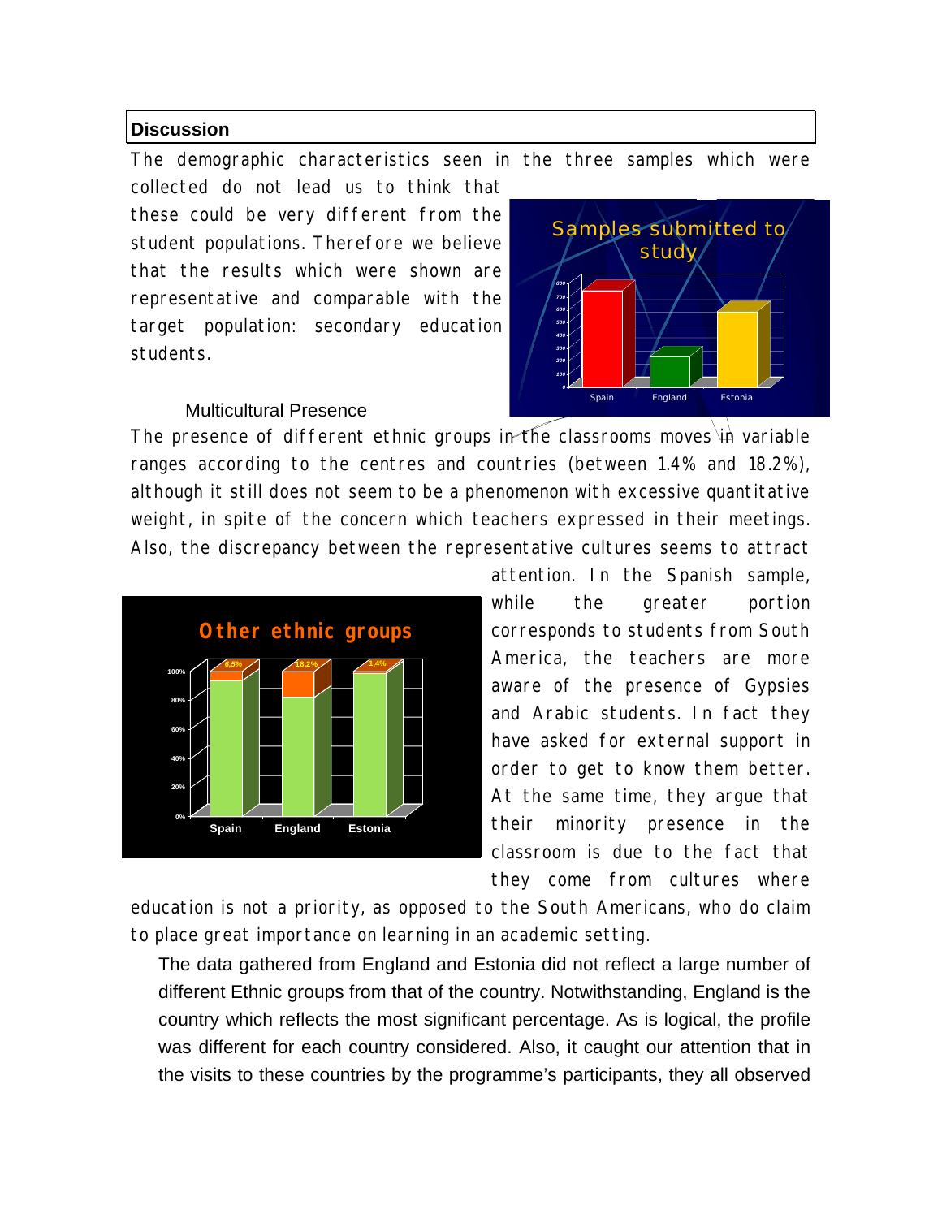## Discussion

The demographic characteristics seen in the three samples which were collected do not lead us to think that these could be very different from the student populations. Therefore we believe that the results which were shown are representative and comparable with the target population: secondary education students.

### Multicultural Presence

The presence of different ethnic groups in the classrooms moves in variable ranges according to the centres and countries (between 1.4% and 18.2%), although it still does not seem to be a phenomenon with excessive quantitative weight, in spite of the concern which teachers expressed in their meetings. Also, the discrepancy between the representative cultures seems to attract attention. In the Spanish sample, while the greater portion corresponds to students from South America, the teachers are more aware of the presence of Gypsies and Arabic students. In fact they have asked for external support in order to get to know them better. At the same time, they argue that their minority presence in the classroom is due to the fact that they come from cultures where education is not a priority, as opposed to the South Americans, who do claim to place great importance on learning in an academic setting.

The data gathered from England and Estonia did not reflect a large number of different Ethnic groups from that of the country. Notwithstanding, England is the country which reflects the most significant percentage. As is logical, the profile was different for each country considered. Also, it caught our attention that in the visits to these countries by the programme's participants, they all observed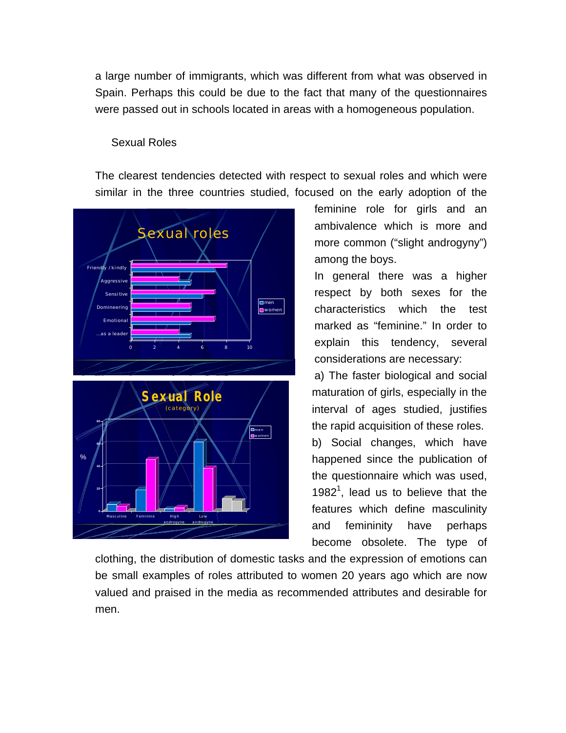a large number of immigrants, which was different from what was observed in Spain. Perhaps this could be due to the fact that many of the questionnaires were passed out in schools located in areas with a homogeneous population.

## Sexual Roles

The clearest tendencies detected with respect to sexual roles and which were similar in the three countries studied, focused on the early adoption of the feminine role for girls and an ambivalence which is more and more common ("slight androgyny") among the boys.

In general there was a higher respect by both sexes for the characteristics which the test marked as "feminine." In order to explain this tendency, several considerations are necessary:

a) The faster biological and social maturation of girls, especially in the interval of ages studied, justifies the rapid acquisition of these roles.

b) Social changes, which have happened since the publication of the questionnaire which was used, 1982[1], lead us to believe that the features which define masculinity and femininity have perhaps become obsolete. The type of clothing, the distribution of domestic tasks and the expression of emotions can be small examples of roles attributed to women 20 years ago which are now valued and praised in the media as recommended attributes and desirable for men.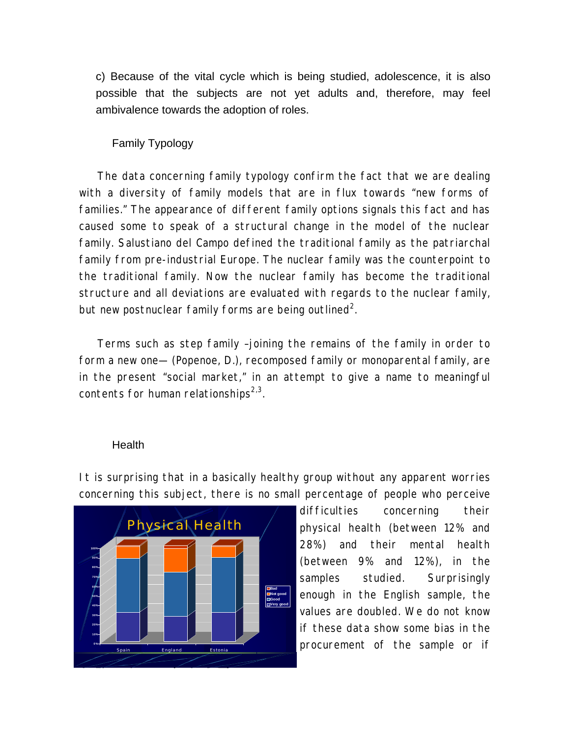c) Because of the vital cycle which is being studied, adolescence, it is also possible that the subjects are not yet adults and, therefore, may feel ambivalence towards the adoption of roles.

### Family Typology

The data concerning family typology confirm the fact that we are dealing with a diversity of family models that are in flux towards "new forms of families." The appearance of different family options signals this fact and has caused some to speak of a structural change in the model of the nuclear family. Salustiano del Campo defined the traditional family as the patriarchal family from pre-industrial Europe. The nuclear family was the counterpoint to the traditional family. Now the nuclear family has become the traditional structure and all deviations are evaluated with regards to the nuclear family, but new postnuclear family forms are being outlined[2].

Terms such as step family –joining the remains of the family in order to form a new one— (Popenoe, D.), recomposed family or monoparental family, are in the present "social market," in an attempt to give a name to meaningful contents for human relationships[2,3].

### Health

It is surprising that in a basically healthy group without any apparent worries concerning this subject, there is no small percentage of people who perceive difficulties concerning their physical health (between 12% and 28%) and their mental health (between 9% and 12%), in the samples studied. Surprisingly enough in the English sample, the values are doubled. We do not know if these data show some bias in the procurement of the sample or if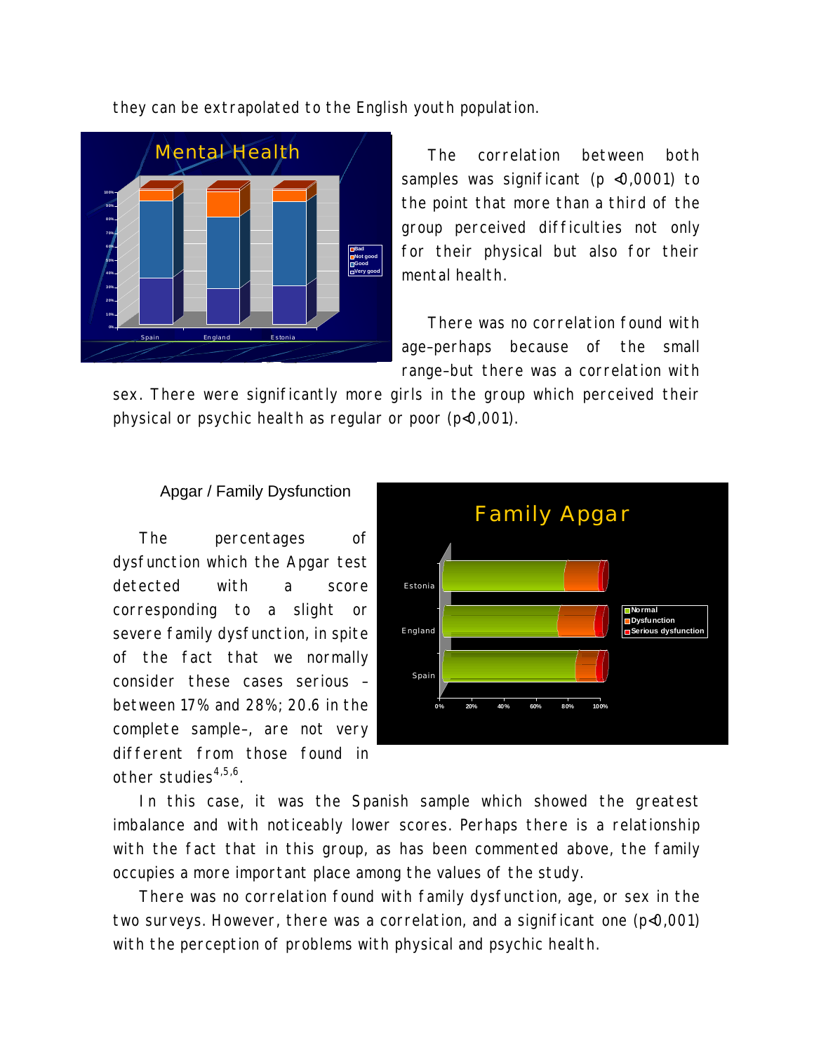they can be extrapolated to the English youth population.

The correlation between both samples was significant (p <0,0001) to the point that more than a third of the group perceived difficulties not only for their physical but also for their mental health.

There was no correlation found with age–perhaps because of the small range–but there was a correlation with sex. There were significantly more girls in the group which perceived their physical or psychic health as regular or poor (p<0,001).

### Apgar / Family Dysfunction

The percentages of dysfunction which the Apgar test detected with a score corresponding to a slight or severe family dysfunction, in spite of the fact that we normally consider these cases serious –between 17% and 28%; 20.6 in the complete sample–, are not very different from those found in other studies[4,5,6].

In this case, it was the Spanish sample which showed the greatest imbalance and with noticeably lower scores. Perhaps there is a relationship with the fact that in this group, as has been commented above, the family occupies a more important place among the values of the study.

There was no correlation found with family dysfunction, age, or sex in the two surveys. However, there was a correlation, and a significant one (p<0,001) with the perception of problems with physical and psychic health.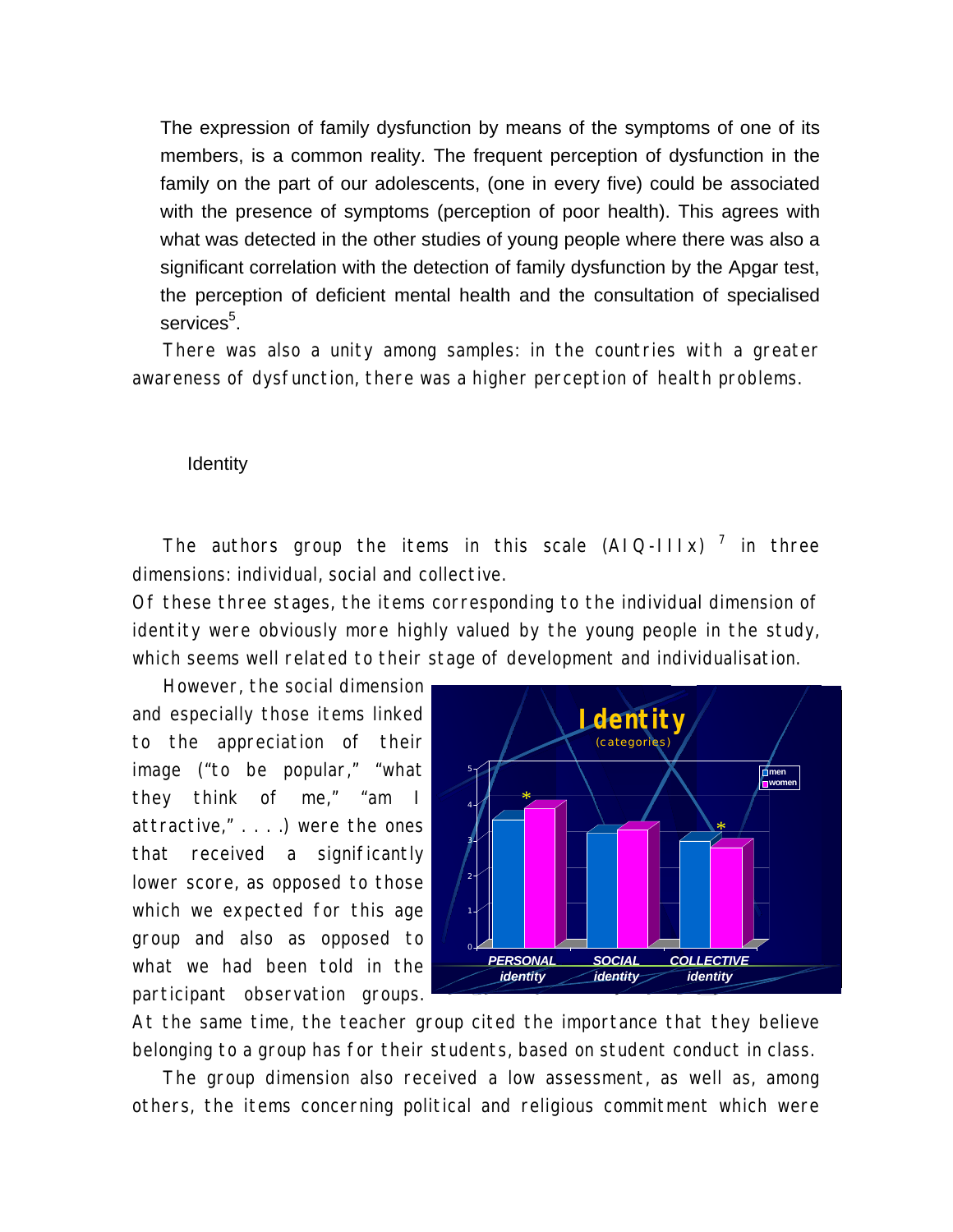The expression of family dysfunction by means of the symptoms of one of its members, is a common reality. The frequent perception of dysfunction in the family on the part of our adolescents, (one in every five) could be associated with the presence of symptoms (perception of poor health). This agrees with what was detected in the other studies of young people where there was also a significant correlation with the detection of family dysfunction by the Apgar test, the perception of deficient mental health and the consultation of specialised services[5].

There was also a unity among samples: in the countries with a greater awareness of dysfunction, there was a higher perception of health problems.

## Identity

The authors group the items in this scale (AIQ-IIIx) [7] in three dimensions: individual, social and collective.

Of these three stages, the items corresponding to the individual dimension of identity were obviously more highly valued by the young people in the study, which seems well related to their stage of development and individualisation.

However, the social dimension and especially those items linked to the appreciation of their image ("to be popular," "what they think of me," "am I attractive," . . . .) were the ones that received a significantly lower score, as opposed to those which we expected for this age group and also as opposed to what we had been told in the participant observation groups. At the same time, the teacher group cited the importance that they believe belonging to a group has for their students, based on student conduct in class.

The group dimension also received a low assessment, as well as, among others, the items concerning political and religious commitment which were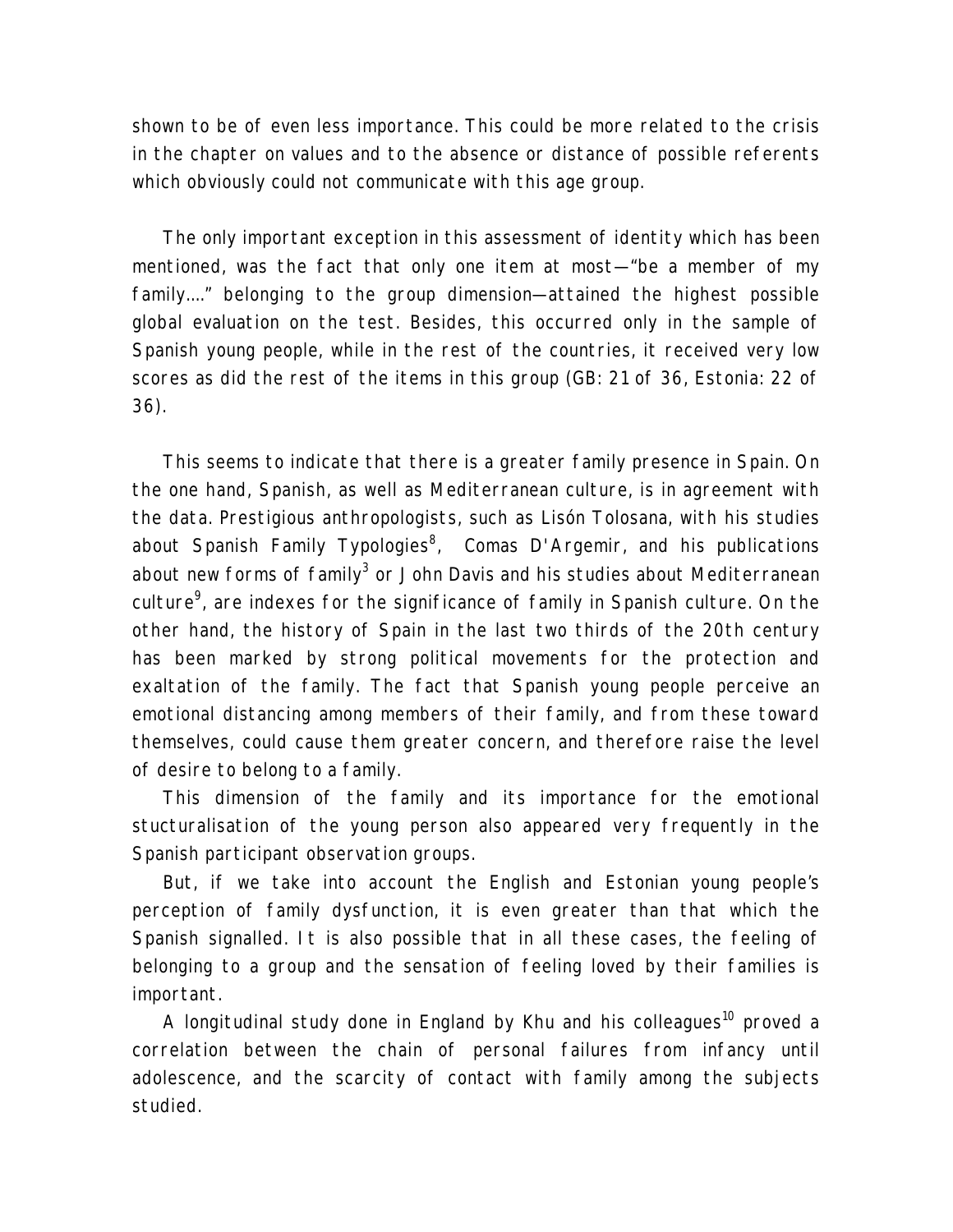shown to be of even less importance. This could be more related to the crisis in the chapter on values and to the absence or distance of possible referents which obviously could not communicate with this age group.

The only important exception in this assessment of identity which has been mentioned, was the fact that only one item at most—"be a member of my family…." belonging to the group dimension—attained the highest possible global evaluation on the test. Besides, this occurred only in the sample of Spanish young people, while in the rest of the countries, it received very low scores as did the rest of the items in this group (GB: 21 of 36, Estonia: 22 of 36).

This seems to indicate that there is a greater family presence in Spain. On the one hand, Spanish, as well as Mediterranean culture, is in agreement with the data. Prestigious anthropologists, such as Lisón Tolosana, with his studies about Spanish Family Typologies[8], Comas D'Argemir, and his publications about new forms of family[3] or John Davis and his studies about Mediterranean culture[9], are indexes for the significance of family in Spanish culture. On the other hand, the history of Spain in the last two thirds of the 20th century has been marked by strong political movements for the protection and exaltation of the family. The fact that Spanish young people perceive an emotional distancing among members of their family, and from these toward themselves, could cause them greater concern, and therefore raise the level of desire to belong to a family.

This dimension of the family and its importance for the emotional stucturalisation of the young person also appeared very frequently in the Spanish participant observation groups.

But, if we take into account the English and Estonian young people's perception of family dysfunction, it is even greater than that which the Spanish signalled. It is also possible that in all these cases, the feeling of belonging to a group and the sensation of feeling loved by their families is important.

A longitudinal study done in England by Khu and his colleagues[10] proved a correlation between the chain of personal failures from infancy until adolescence, and the scarcity of contact with family among the subjects studied.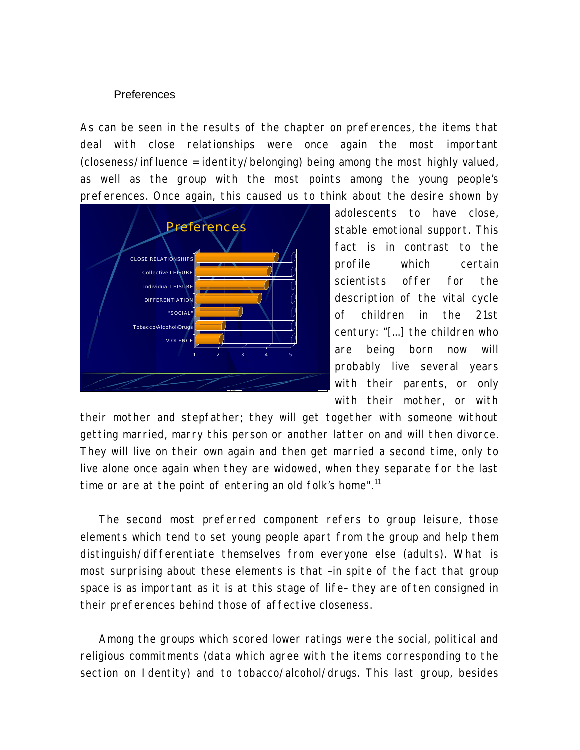## Preferences

As can be seen in the results of the chapter on preferences, the items that deal with close relationships were once again the most important (closeness/influence = identity/belonging) being among the most highly valued, as well as the group with the most points among the young people's preferences. Once again, this caused us to think about the desire shown by adolescents to have close, stable emotional support. This fact is in contrast to the profile which certain scientists offer for the description of the vital cycle of children in the 21st century: "[...] the children who are being born now will probably live several years with their parents, or only with their mother, or with their mother and stepfather; they will get together with someone without getting married, marry this person or another latter on and will then divorce. They will live on their own again and then get married a second time, only to live alone once again when they are widowed, when they separate for the last time or are at the point of entering an old folk's home".[11]

The second most preferred component refers to group leisure, those elements which tend to set young people apart from the group and help them distinguish/differentiate themselves from everyone else (adults). What is most surprising about these elements is that –in spite of the fact that group space is as important as it is at this stage of life– they are often consigned in their preferences behind those of affective closeness.

Among the groups which scored lower ratings were the social, political and religious commitments (data which agree with the items corresponding to the section on Identity) and to tobacco/alcohol/drugs. This last group, besides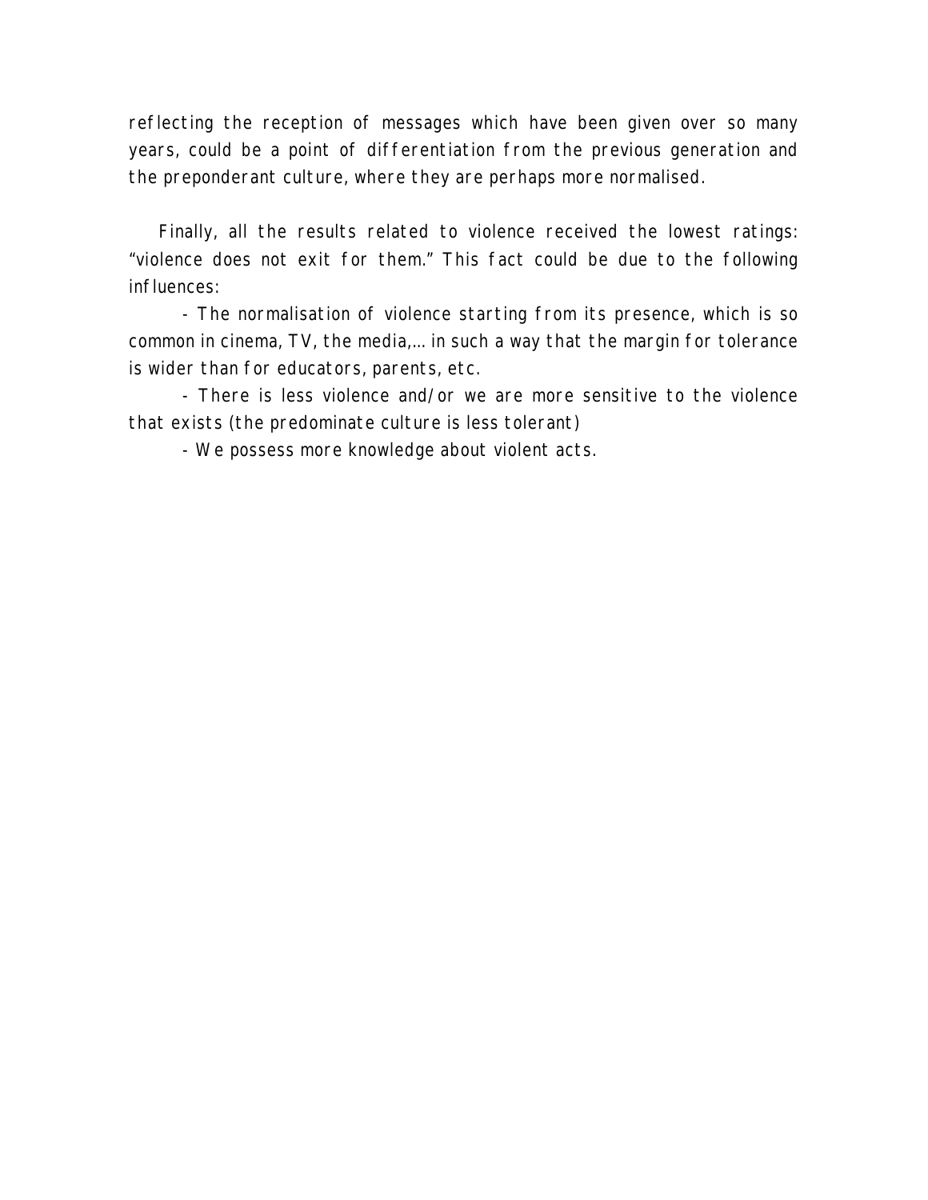reflecting the reception of messages which have been given over so many years, could be a point of differentiation from the previous generation and the preponderant culture, where they are perhaps more normalised.

Finally, all the results related to violence received the lowest ratings: "violence does not exit for them." This fact could be due to the following influences:

- The normalisation of violence starting from its presence, which is so common in cinema, TV, the media,… in such a way that the margin for tolerance is wider than for educators, parents, etc.
- There is less violence and/or we are more sensitive to the violence that exists (the predominate culture is less tolerant)
- We possess more knowledge about violent acts.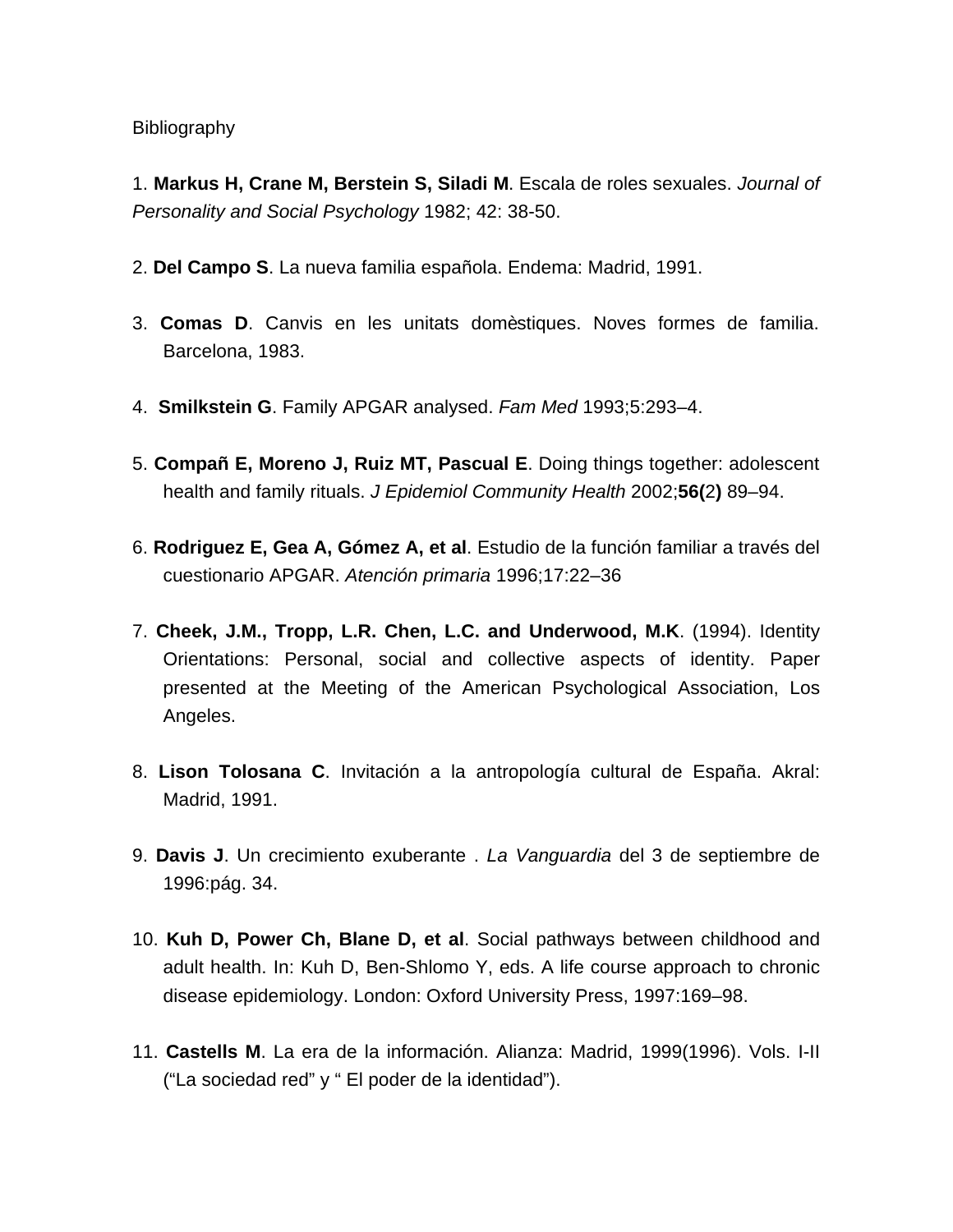Bibliography

1. **Markus H, Crane M, Berstein S, Siladi M**. Escala de roles sexuales. *Journal of Personality and Social Psychology* 1982; 42: 38-50.

2. **Del Campo S**. La nueva familia española. Endema: Madrid, 1991.

3. **Comas D**. Canvis en les unitats domèstiques. Noves formes de familia. Barcelona, 1983.

4. **Smilkstein G**. Family APGAR analysed. *Fam Med* 1993;5:293–4.

5. **Compañ E, Moreno J, Ruiz MT, Pascual E**. Doing things together: adolescent health and family rituals. *J Epidemiol Community Health* 2002;**56(**2**)** 89–94.

6. **Rodriguez E, Gea A, Gómez A, et al**. Estudio de la función familiar a través del cuestionario APGAR. *Atención primaria* 1996;17:22–36

7. **Cheek, J.M., Tropp, L.R. Chen, L.C. and Underwood, M.K**. (1994). Identity Orientations: Personal, social and collective aspects of identity. Paper presented at the Meeting of the American Psychological Association, Los Angeles.

8. **Lison Tolosana C**. Invitación a la antropología cultural de España. Akral: Madrid, 1991.

9. **Davis J**. Un crecimiento exuberante . *La Vanguardia* del 3 de septiembre de 1996:pág. 34.

10. **Kuh D, Power Ch, Blane D, et al**. Social pathways between childhood and adult health. In: Kuh D, Ben-Shlomo Y, eds. A life course approach to chronic disease epidemiology. London: Oxford University Press, 1997:169–98.

11. **Castells M**. La era de la información. Alianza: Madrid, 1999(1996). Vols. I-II ("La sociedad red" y " El poder de la identidad").